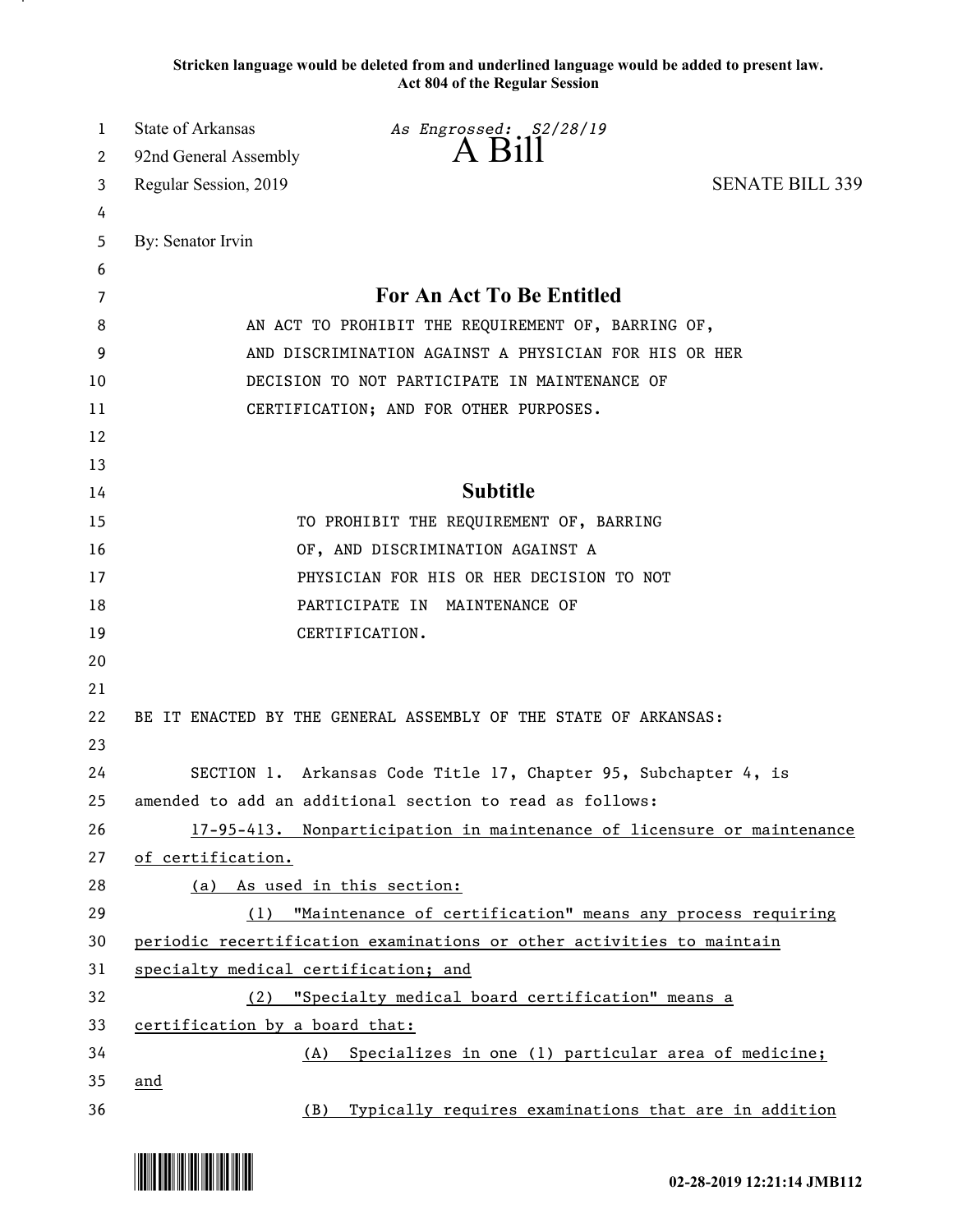**Stricken language would be deleted from and underlined language would be added to present law.**
**Act 804 of the Regular Session**

State of Arkansas — *As Engrossed: S2/28/19*
92nd General Assembly

# A Bill

Regular Session, 2019 — SENATE BILL 339

By: Senator Irvin

## For An Act To Be Entitled

AN ACT TO PROHIBIT THE REQUIREMENT OF, BARRING OF, AND DISCRIMINATION AGAINST A PHYSICIAN FOR HIS OR HER DECISION TO NOT PARTICIPATE IN MAINTENANCE OF CERTIFICATION; AND FOR OTHER PURPOSES.

## Subtitle

TO PROHIBIT THE REQUIREMENT OF, BARRING OF, AND DISCRIMINATION AGAINST A PHYSICIAN FOR HIS OR HER DECISION TO NOT PARTICIPATE IN MAINTENANCE OF CERTIFICATION.

BE IT ENACTED BY THE GENERAL ASSEMBLY OF THE STATE OF ARKANSAS:

SECTION 1. Arkansas Code Title 17, Chapter 95, Subchapter 4, is amended to add an additional section to read as follows:

<u>17-95-413. Nonparticipation in maintenance of licensure or maintenance of certification.</u>

<u>(a) As used in this section:</u>

<u>(1) "Maintenance of certification" means any process requiring periodic recertification examinations or other activities to maintain specialty medical certification; and</u>

<u>(2) "Specialty medical board certification" means a certification by a board that:</u>

<u>(A) Specializes in one (1) particular area of medicine; and</u>

<u>(B) Typically requires examinations that are in addition</u>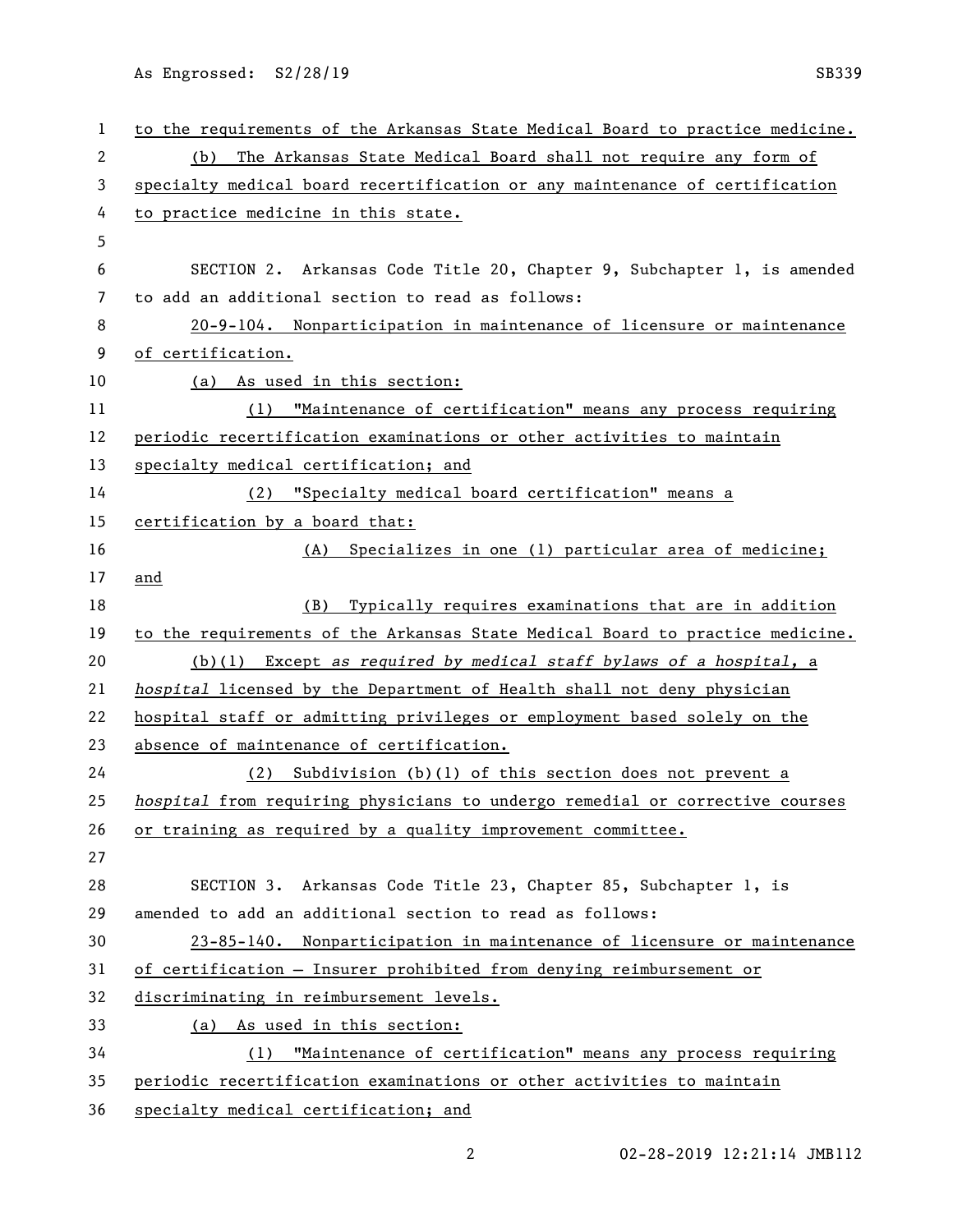to the requirements of the Arkansas State Medical Board to practice medicine.

(b) The Arkansas State Medical Board shall not require any form of specialty medical board recertification or any maintenance of certification to practice medicine in this state.

SECTION 2. Arkansas Code Title 20, Chapter 9, Subchapter 1, is amended to add an additional section to read as follows:

20-9-104. Nonparticipation in maintenance of licensure or maintenance of certification.

(a) As used in this section:

(1) "Maintenance of certification" means any process requiring periodic recertification examinations or other activities to maintain specialty medical certification; and

(2) "Specialty medical board certification" means a certification by a board that:

(A) Specializes in one (1) particular area of medicine; and

(B) Typically requires examinations that are in addition to the requirements of the Arkansas State Medical Board to practice medicine.

(b)(1) Except *as required by medical staff bylaws of a hospital*, a *hospital* licensed by the Department of Health shall not deny physician hospital staff or admitting privileges or employment based solely on the absence of maintenance of certification.

(2) Subdivision (b)(1) of this section does not prevent a *hospital* from requiring physicians to undergo remedial or corrective courses or training as required by a quality improvement committee.

SECTION 3. Arkansas Code Title 23, Chapter 85, Subchapter 1, is amended to add an additional section to read as follows:

23-85-140. Nonparticipation in maintenance of licensure or maintenance of certification — Insurer prohibited from denying reimbursement or discriminating in reimbursement levels.

(a) As used in this section:

(1) "Maintenance of certification" means any process requiring periodic recertification examinations or other activities to maintain specialty medical certification; and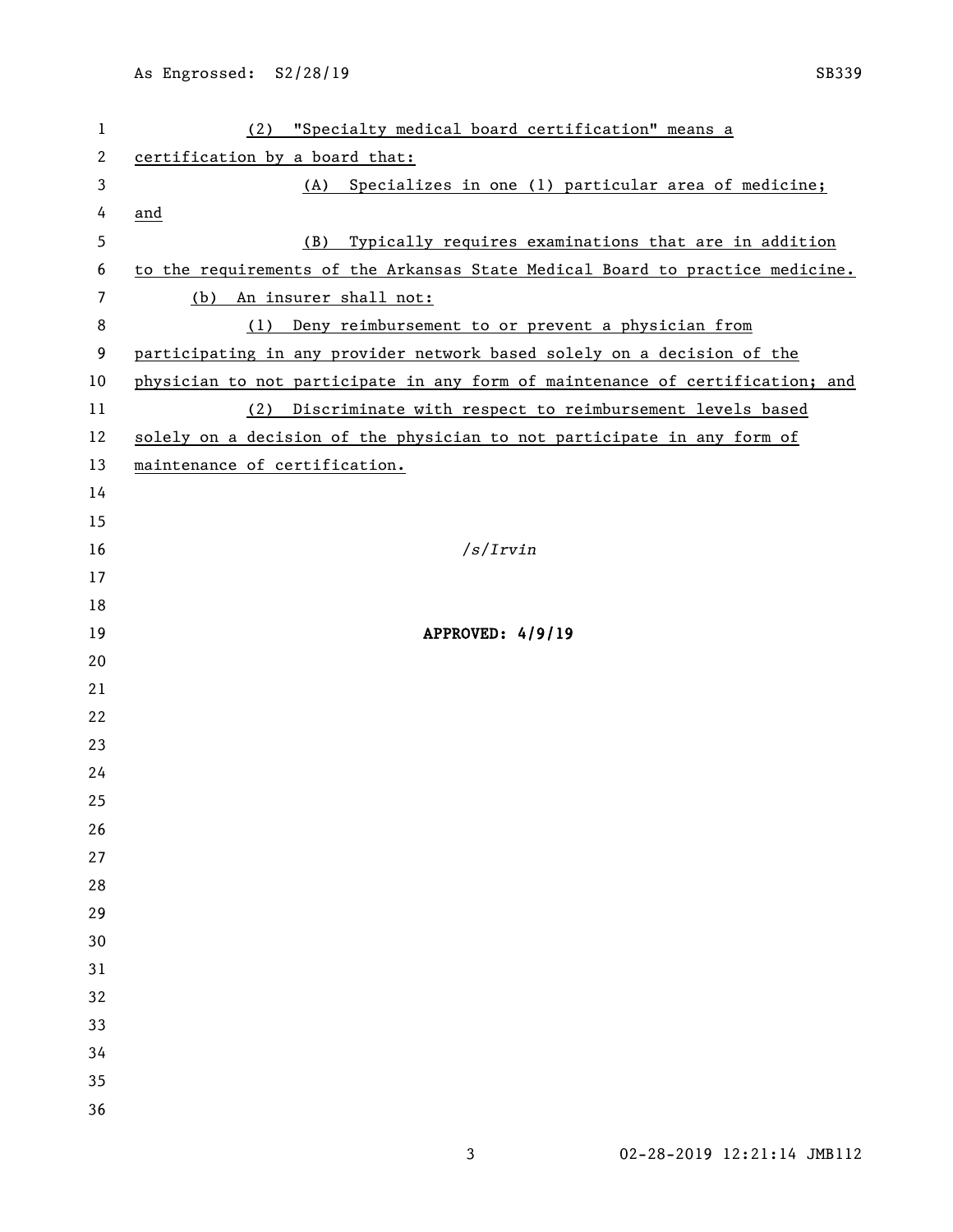(2) "Specialty medical board certification" means a certification by a board that:

(A) Specializes in one (1) particular area of medicine; and

(B) Typically requires examinations that are in addition to the requirements of the Arkansas State Medical Board to practice medicine.

(b) An insurer shall not:

(1) Deny reimbursement to or prevent a physician from participating in any provider network based solely on a decision of the physician to not participate in any form of maintenance of certification; and

(2) Discriminate with respect to reimbursement levels based solely on a decision of the physician to not participate in any form of maintenance of certification.

*/s/Irvin*

**APPROVED: 4/9/19**